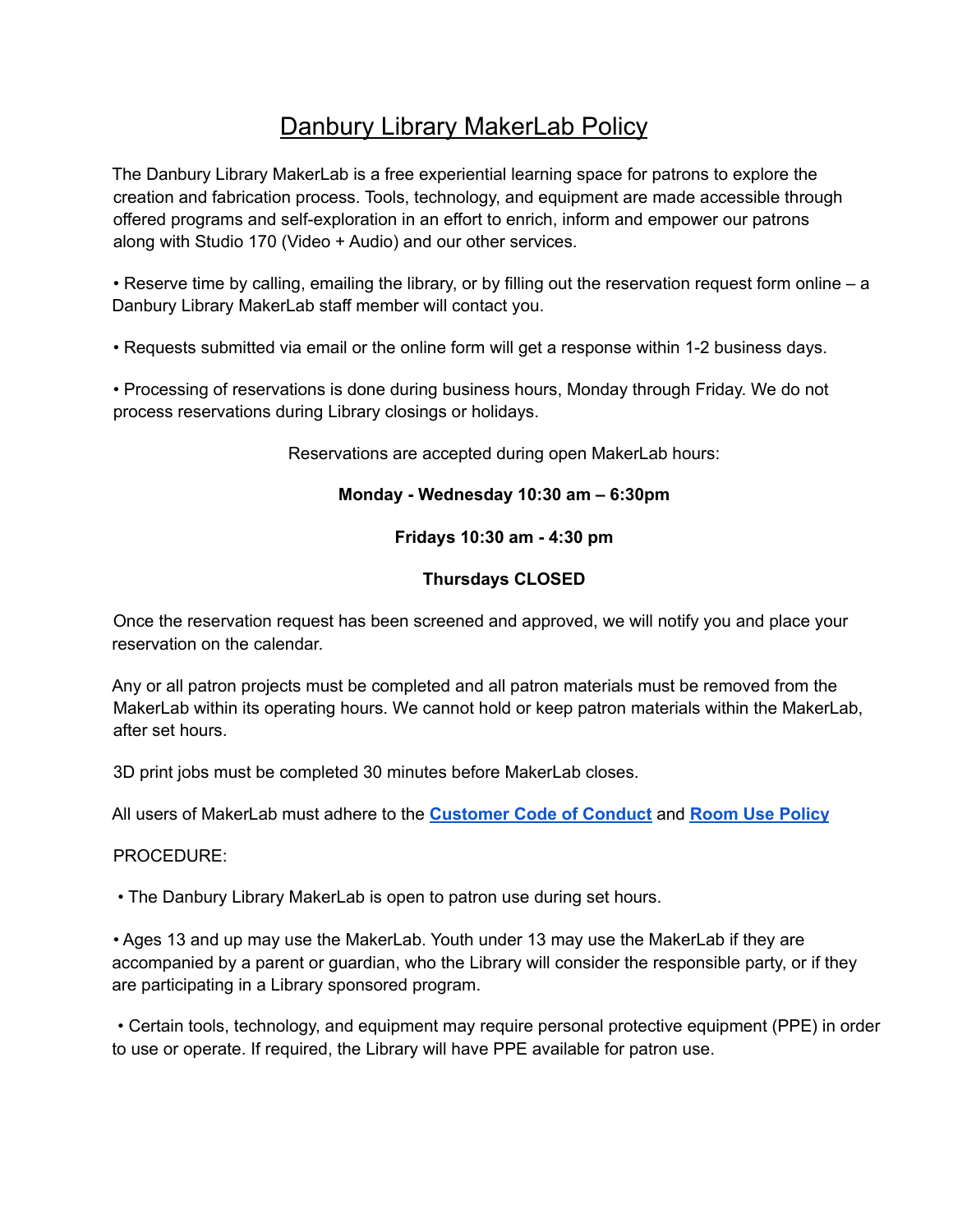# Danbury Library MakerLab Policy

The Danbury Library MakerLab is a free experiential learning space for patrons to explore the creation and fabrication process. Tools, technology, and equipment are made accessible through offered programs and self-exploration in an effort to enrich, inform and empower our patrons along with Studio 170 (Video + Audio) and our other services.

• Reserve time by calling, emailing the library, or by filling out the reservation request form online – a Danbury Library MakerLab staff member will contact you.

• Requests submitted via email or the online form will get a response within 1-2 business days.

• Processing of reservations is done during business hours, Monday through Friday. We do not process reservations during Library closings or holidays.

Reservations are accepted during open MakerLab hours:

**Monday - Wednesday 10:30 am – 6:30pm**

**Fridays 10:30 am - 4:30 pm**

**Thursdays CLOSED**

Once the reservation request has been screened and approved, we will notify you and place your reservation on the calendar.

Any or all patron projects must be completed and all patron materials must be removed from the MakerLab within its operating hours. We cannot hold or keep patron materials within the MakerLab, after set hours.

3D print jobs must be completed 30 minutes before MakerLab closes.

All users of MakerLab must adhere to the **Customer Code of Conduct** and **Room Use Policy**

PROCEDURE:

• The Danbury Library MakerLab is open to patron use during set hours.

• Ages 13 and up may use the MakerLab. Youth under 13 may use the MakerLab if they are accompanied by a parent or guardian, who the Library will consider the responsible party, or if they are participating in a Library sponsored program.

• Certain tools, technology, and equipment may require personal protective equipment (PPE) in order to use or operate. If required, the Library will have PPE available for patron use.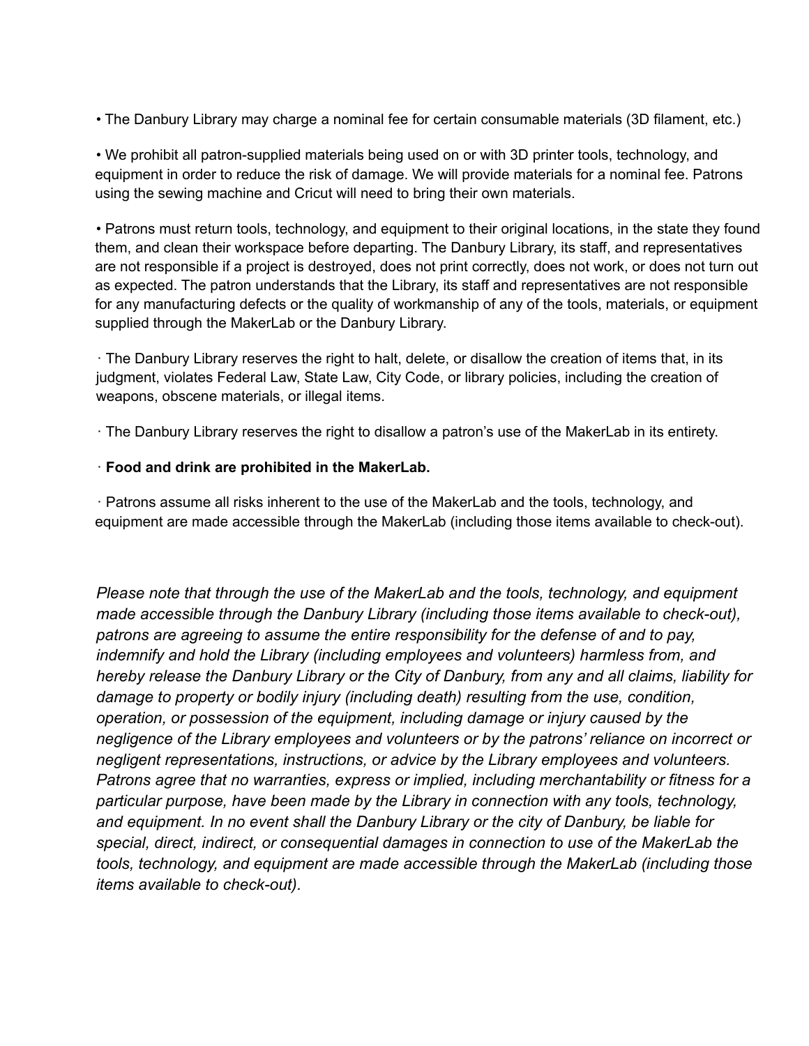- The Danbury Library may charge a nominal fee for certain consumable materials (3D filament, etc.)

- We prohibit all patron-supplied materials being used on or with 3D printer tools, technology, and equipment in order to reduce the risk of damage. We will provide materials for a nominal fee. Patrons using the sewing machine and Cricut will need to bring their own materials.

- Patrons must return tools, technology, and equipment to their original locations, in the state they found them, and clean their workspace before departing. The Danbury Library, its staff, and representatives are not responsible if a project is destroyed, does not print correctly, does not work, or does not turn out as expected. The patron understands that the Library, its staff and representatives are not responsible for any manufacturing defects or the quality of workmanship of any of the tools, materials, or equipment supplied through the MakerLab or the Danbury Library.

- The Danbury Library reserves the right to halt, delete, or disallow the creation of items that, in its judgment, violates Federal Law, State Law, City Code, or library policies, including the creation of weapons, obscene materials, or illegal items.

- The Danbury Library reserves the right to disallow a patron's use of the MakerLab in its entirety.

- **Food and drink are prohibited in the MakerLab.**

- Patrons assume all risks inherent to the use of the MakerLab and the tools, technology, and equipment are made accessible through the MakerLab (including those items available to check-out).

*Please note that through the use of the MakerLab and the tools, technology, and equipment made accessible through the Danbury Library (including those items available to check-out), patrons are agreeing to assume the entire responsibility for the defense of and to pay, indemnify and hold the Library (including employees and volunteers) harmless from, and hereby release the Danbury Library or the City of Danbury, from any and all claims, liability for damage to property or bodily injury (including death) resulting from the use, condition, operation, or possession of the equipment, including damage or injury caused by the negligence of the Library employees and volunteers or by the patrons' reliance on incorrect or negligent representations, instructions, or advice by the Library employees and volunteers. Patrons agree that no warranties, express or implied, including merchantability or fitness for a particular purpose, have been made by the Library in connection with any tools, technology, and equipment. In no event shall the Danbury Library or the city of Danbury, be liable for special, direct, indirect, or consequential damages in connection to use of the MakerLab the tools, technology, and equipment are made accessible through the MakerLab (including those items available to check-out).*